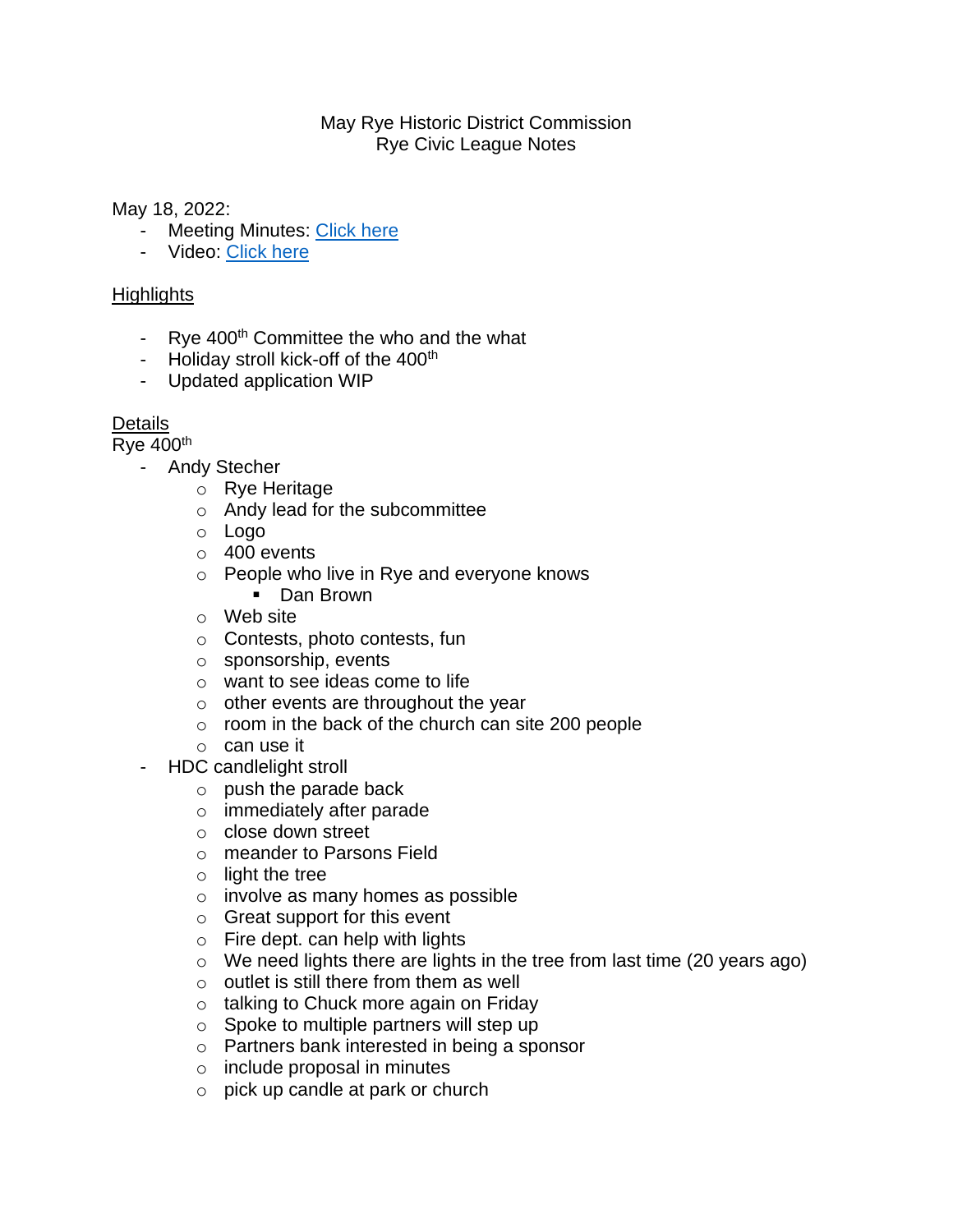# May Rye Historic District Commission
# Rye Civic League Notes

May 18, 2022:

- Meeting Minutes: [Click here]
- Video: [Click here]

## Highlights

- Rye 400th Committee the who and the what
- Holiday stroll kick-off of the 400th
- Updated application WIP

## Details

Rye 400th

- Andy Stecher
  - Rye Heritage
  - Andy lead for the subcommittee
  - Logo
  - 400 events
  - People who live in Rye and everyone knows
    - Dan Brown
  - Web site
  - Contests, photo contests, fun
  - sponsorship, events
  - want to see ideas come to life
  - other events are throughout the year
  - room in the back of the church can site 200 people
  - can use it
- HDC candlelight stroll
  - push the parade back
  - immediately after parade
  - close down street
  - meander to Parsons Field
  - light the tree
  - involve as many homes as possible
  - Great support for this event
  - Fire dept. can help with lights
  - We need lights there are lights in the tree from last time (20 years ago)
  - outlet is still there from them as well
  - talking to Chuck more again on Friday
  - Spoke to multiple partners will step up
  - Partners bank interested in being a sponsor
  - include proposal in minutes
  - pick up candle at park or church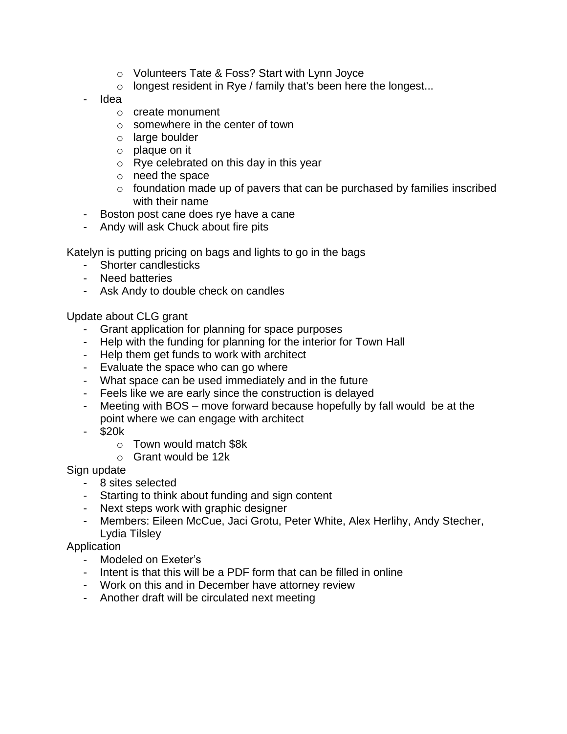- Volunteers Tate & Foss? Start with Lynn Joyce
    - longest resident in Rye / family that's been here the longest...
- Idea
    - create monument
    - somewhere in the center of town
    - large boulder
    - plaque on it
    - Rye celebrated on this day in this year
    - need the space
    - foundation made up of pavers that can be purchased by families inscribed with their name
- Boston post cane does rye have a cane
- Andy will ask Chuck about fire pits

Katelyn is putting pricing on bags and lights to go in the bags

- Shorter candlesticks
- Need batteries
- Ask Andy to double check on candles

Update about CLG grant

- Grant application for planning for space purposes
- Help with the funding for planning for the interior for Town Hall
- Help them get funds to work with architect
- Evaluate the space who can go where
- What space can be used immediately and in the future
- Feels like we are early since the construction is delayed
- Meeting with BOS – move forward because hopefully by fall would be at the point where we can engage with architect
- $20k
    - Town would match $8k
    - Grant would be 12k

Sign update

- 8 sites selected
- Starting to think about funding and sign content
- Next steps work with graphic designer
- Members: Eileen McCue, Jaci Grotu, Peter White, Alex Herlihy, Andy Stecher, Lydia Tilsley

Application

- Modeled on Exeter's
- Intent is that this will be a PDF form that can be filled in online
- Work on this and in December have attorney review
- Another draft will be circulated next meeting